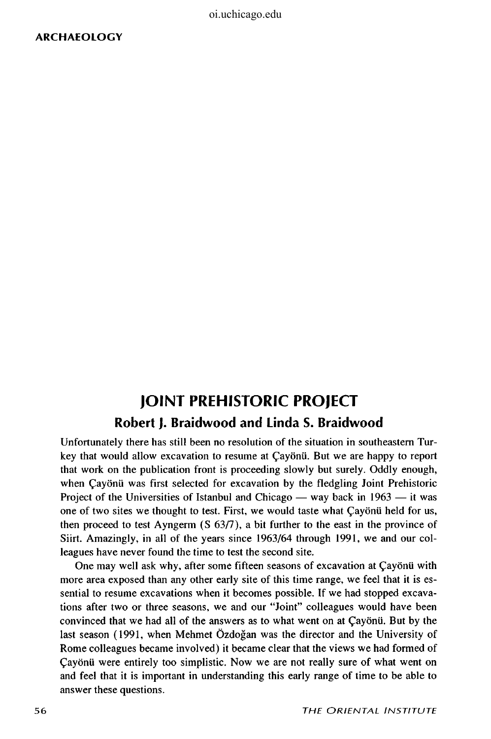# JOINT PREHISTORIC PROJECT

## Robert J. Braidwood and Linda S. Braidwood

Unfortunately there has still been no resolution of the situation in southeastern Turkey that would allow excavation to resume at Çayönü. But we are happy to report that work on the publication front is proceeding slowly but surely. Oddly enough, when Çayönü was first selected for excavation by the fledgling Joint Prehistoric Project of the Universities of Istanbul and Chicago — way back in 1963 — it was one of two sites we thought to test. First, we would taste what Çayönü held for us, then proceed to test Ayngerm (S 63/7), a bit further to the east in the province of Siirt. Amazingly, in all of the years since 1963/64 through 1991, we and our colleagues have never found the time to test the second site.

One may well ask why, after some fifteen seasons of excavation at Çayönü with more area exposed than any other early site of this time range, we feel that it is essential to resume excavations when it becomes possible. If we had stopped excavations after two or three seasons, we and our "Joint" colleagues would have been convinced that we had all of the answers as to what went on at Çayönü. But by the last season (1991, when Mehmet Özdoğan was the director and the University of Rome colleagues became involved) it became clear that the views we had formed of Çayönü were entirely too simplistic. Now we are not really sure of what went on and feel that it is important in understanding this early range of time to be able to answer these questions.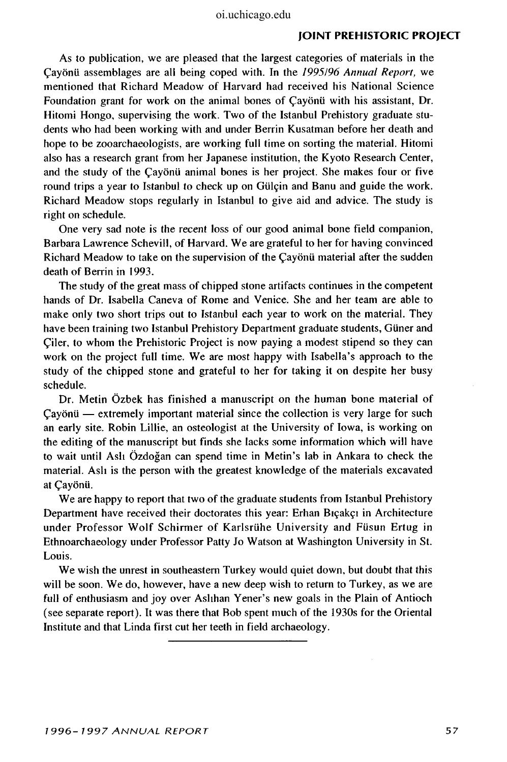As to publication, we are pleased that the largest categories of materials in the Çayönü assemblages are all being coped with. In the *1995/96 Annual Report,* we mentioned that Richard Meadow of Harvard had received his National Science Foundation grant for work on the animal bones of Çayönü with his assistant, Dr. Hitomi Hongo, supervising the work. Two of the Istanbul Prehistory graduate students who had been working with and under Berrin Kusatman before her death and hope to be zooarchaeologists, are working full time on sorting the material. Hitomi also has a research grant from her Japanese institution, the Kyoto Research Center, and the study of the Çayönü animal bones is her project. She makes four or five round trips a year to Istanbul to check up on Gülçin and Banu and guide the work. Richard Meadow stops regularly in Istanbul to give aid and advice. The study is right on schedule.

One very sad note is the recent loss of our good animal bone field companion, Barbara Lawrence Schevill, of Harvard. We are grateful to her for having convinced Richard Meadow to take on the supervision of the Çayönü material after the sudden death of Berrin in 1993.

The study of the great mass of chipped stone artifacts continues in the competent hands of Dr. Isabella Caneva of Rome and Venice. She and her team are able to make only two short trips out to Istanbul each year to work on the material. They have been training two Istanbul Prehistory Department graduate students, Güner and Çiler, to whom the Prehistoric Project is now paying a modest stipend so they can work on the project full time. We are most happy with Isabella's approach to the study of the chipped stone and grateful to her for taking it on despite her busy schedule.

Dr. Metin Özbek has finished a manuscript on the human bone material of Çayönü — extremely important material since the collection is very large for such an early site. Robin Lillie, an osteologist at the University of Iowa, is working on the editing of the manuscript but finds she lacks some information which will have to wait until Aslı Özdoğan can spend time in Metin's lab in Ankara to check the material. Aslı is the person with the greatest knowledge of the materials excavated at Çayönü.

We are happy to report that two of the graduate students from Istanbul Prehistory Department have received their doctorates this year: Erhan Bıçakçı in Architecture under Professor Wolf Schirmer of Karlsrühe University and Füsun Ertug in Ethnoarchaeology under Professor Patty Jo Watson at Washington University in St. Louis.

We wish the unrest in southeastern Turkey would quiet down, but doubt that this will be soon. We do, however, have a new deep wish to return to Turkey, as we are full of enthusiasm and joy over Aslıhan Yener's new goals in the Plain of Antioch (see separate report). It was there that Bob spent much of the 1930s for the Oriental Institute and that Linda first cut her teeth in field archaeology.

---